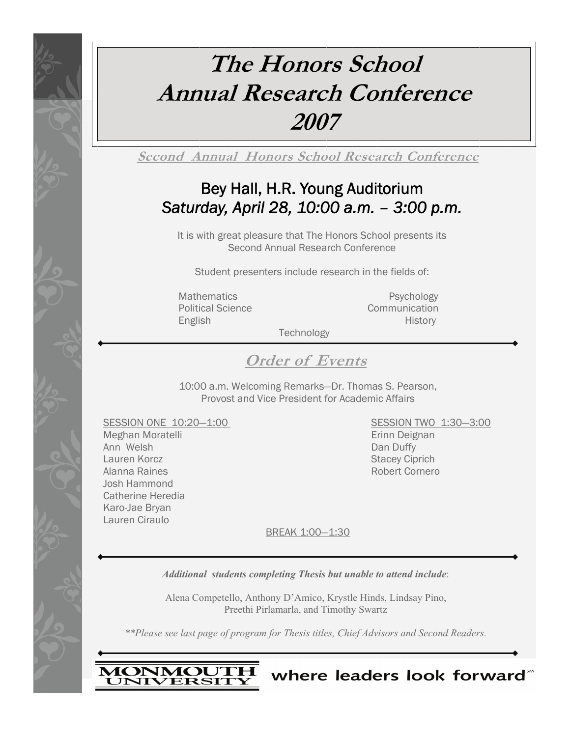# The Honors School Annual Research Conference 2007

## Second Annual Honors School Research Conference

### Bey Hall, H.R. Young Auditorium
### *Saturday, April 28, 10:00 a.m. – 3:00 p.m.*

It is with great pleasure that The Honors School presents its Second Annual Research Conference

Student presenters include research in the fields of:

- Mathematics
- Psychology
- Political Science
- Communication
- English
- History
- Technology

---

## Order of Events

10:00 a.m. Welcoming Remarks—Dr. Thomas S. Pearson, Provost and Vice President for Academic Affairs

SESSION ONE 10:20—1:00

- Meghan Moratelli
- Ann Welsh
- Lauren Korcz
- Alanna Raines
- Josh Hammond
- Catherine Heredia
- Karo-Jae Bryan
- Lauren Ciraulo

BREAK 1:00—1:30

SESSION TWO 1:30—3:00

- Erinn Deignan
- Dan Duffy
- Stacey Ciprich
- Robert Cornero

---

***Additional students completing Thesis but unable to attend include*:**

Alena Competello, Anthony D'Amico, Krystle Hinds, Lindsay Pino, Preethi Pirlamarla, and Timothy Swartz

*\*\*Please see last page of program for Thesis titles, Chief Advisors and Second Readers.*

---

MONMOUTH UNIVERSITY where leaders look forward℠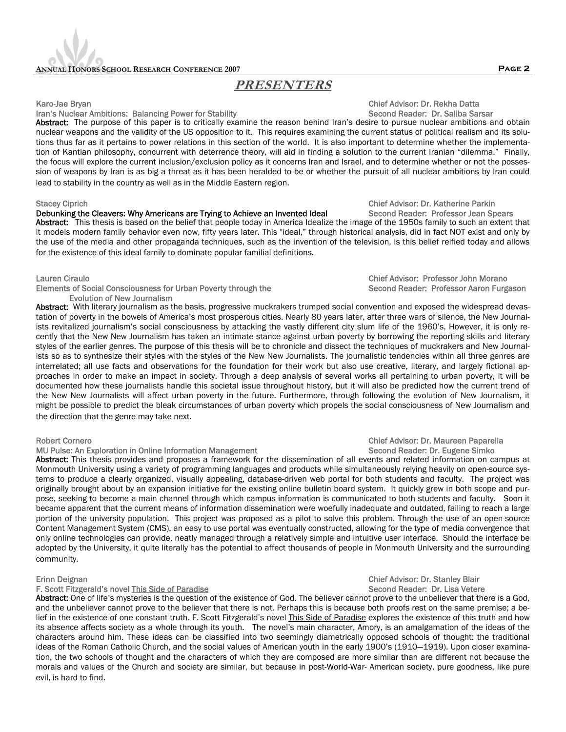## PRESENTERS

Karo-Jae Bryan
Iran's Nuclear Ambitions: Balancing Power for Stability
Chief Advisor: Dr. Rekha Datta
Second Reader: Dr. Saliba Sarsar

**Abstract:** The purpose of this paper is to critically examine the reason behind Iran's desire to pursue nuclear ambitions and obtain nuclear weapons and the validity of the US opposition to it. This requires examining the current status of political realism and its solutions thus far as it pertains to power relations in this section of the world. It is also important to determine whether the implementation of Kantian philosophy, concurrent with deterrence theory, will aid in finding a solution to the current Iranian "dilemma." Finally, the focus will explore the current inclusion/exclusion policy as it concerns Iran and Israel, and to determine whether or not the possession of weapons by Iran is as big a threat as it has been heralded to be or whether the pursuit of all nuclear ambitions by Iran could lead to stability in the country as well as in the Middle Eastern region.

Stacey Ciprich
**Debunking the Cleavers: Why Americans are Trying to Achieve an Invented Ideal**
Chief Advisor: Dr. Katherine Parkin
Second Reader: Professor Jean Spears

**Abstract:** This thesis is based on the belief that people today in America Idealize the image of the 1950s family to such an extent that it models modern family behavior even now, fifty years later. This "ideal," through historical analysis, did in fact NOT exist and only by the use of the media and other propaganda techniques, such as the invention of the television, is this belief reified today and allows for the existence of this ideal family to dominate popular familial definitions.

Lauren Ciraulo
Elements of Social Consciousness for Urban Poverty through the Evolution of New Journalism
Chief Advisor: Professor John Morano
Second Reader: Professor Aaron Furgason

**Abstract:** With literary journalism as the basis, progressive muckrakers trumped social convention and exposed the widespread devastation of poverty in the bowels of America's most prosperous cities. Nearly 80 years later, after three wars of silence, the New Journalists revitalized journalism's social consciousness by attacking the vastly different city slum life of the 1960's. However, it is only recently that the New New Journalism has taken an intimate stance against urban poverty by borrowing the reporting skills and literary styles of the earlier genres. The purpose of this thesis will be to chronicle and dissect the techniques of muckrakers and New Journalists so as to synthesize their styles with the styles of the New New Journalists. The journalistic tendencies within all three genres are interrelated; all use facts and observations for the foundation for their work but also use creative, literary, and largely fictional approaches in order to make an impact in society. Through a deep analysis of several works all pertaining to urban poverty, it will be documented how these journalists handle this societal issue throughout history, but it will also be predicted how the current trend of the New New Journalists will affect urban poverty in the future. Furthermore, through following the evolution of New Journalism, it might be possible to predict the bleak circumstances of urban poverty which propels the social consciousness of New Journalism and the direction that the genre may take next.

Robert Cornero
MU Pulse: An Exploration in Online Information Management
Chief Advisor: Dr. Maureen Paparella
Second Reader: Dr. Eugene Simko

**Abstract:** This thesis provides and proposes a framework for the dissemination of all events and related information on campus at Monmouth University using a variety of programming languages and products while simultaneously relying heavily on open-source systems to produce a clearly organized, visually appealing, database-driven web portal for both students and faculty. The project was originally brought about by an expansion initiative for the existing online bulletin board system. It quickly grew in both scope and purpose, seeking to become a main channel through which campus information is communicated to both students and faculty. Soon it became apparent that the current means of information dissemination were woefully inadequate and outdated, failing to reach a large portion of the university population. This project was proposed as a pilot to solve this problem. Through the use of an open-source Content Management System (CMS), an easy to use portal was eventually constructed, allowing for the type of media convergence that only online technologies can provide, neatly managed through a relatively simple and intuitive user interface. Should the interface be adopted by the University, it quite literally has the potential to affect thousands of people in Monmouth University and the surrounding community.

Erinn Deignan
F. Scott Fitzgerald's novel This Side of Paradise
Chief Advisor: Dr. Stanley Blair
Second Reader: Dr. Lisa Vetere

**Abstract:** One of life's mysteries is the question of the existence of God. The believer cannot prove to the unbeliever that there is a God, and the unbeliever cannot prove to the believer that there is not. Perhaps this is because both proofs rest on the same premise; a belief in the existence of one constant truth. F. Scott Fitzgerald's novel This Side of Paradise explores the existence of this truth and how its absence affects society as a whole through its youth. The novel's main character, Amory, is an amalgamation of the ideas of the characters around him. These ideas can be classified into two seemingly diametrically opposed schools of thought: the traditional ideas of the Roman Catholic Church, and the social values of American youth in the early 1900's (1910—1919). Upon closer examination, the two schools of thought and the characters of which they are composed are more similar than are different not because the morals and values of the Church and society are similar, but because in post-World-War- American society, pure goodness, like pure evil, is hard to find.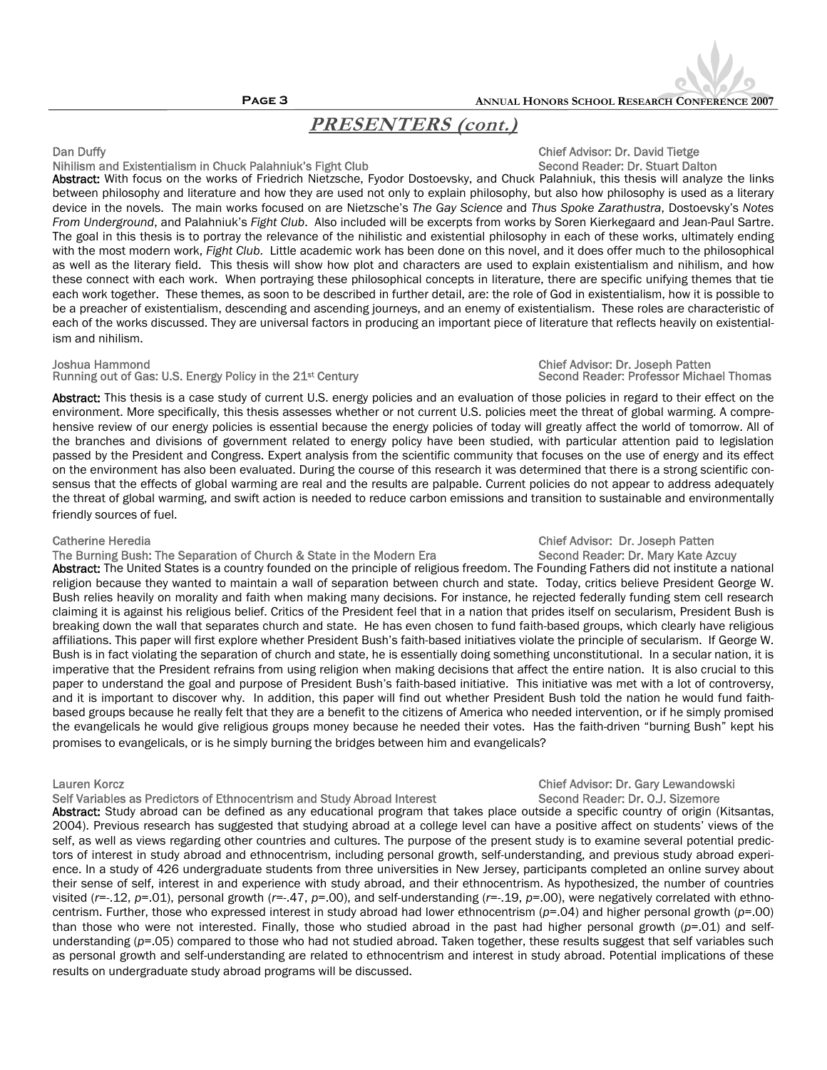## *PRESENTERS (cont.)*

Dan Duffy
Nihilism and Existentialism in Chuck Palahniuk's Fight Club

Chief Advisor: Dr. David Tietge
Second Reader: Dr. Stuart Dalton

**Abstract:** With focus on the works of Friedrich Nietzsche, Fyodor Dostoevsky, and Chuck Palahniuk, this thesis will analyze the links between philosophy and literature and how they are used not only to explain philosophy, but also how philosophy is used as a literary device in the novels. The main works focused on are Nietzsche's *The Gay Science* and *Thus Spoke Zarathustra*, Dostoevsky's *Notes From Underground*, and Palahniuk's *Fight Club*. Also included will be excerpts from works by Soren Kierkegaard and Jean-Paul Sartre. The goal in this thesis is to portray the relevance of the nihilistic and existential philosophy in each of these works, ultimately ending with the most modern work, *Fight Club*. Little academic work has been done on this novel, and it does offer much to the philosophical as well as the literary field. This thesis will show how plot and characters are used to explain existentialism and nihilism, and how these connect with each work. When portraying these philosophical concepts in literature, there are specific unifying themes that tie each work together. These themes, as soon to be described in further detail, are: the role of God in existentialism, how it is possible to be a preacher of existentialism, descending and ascending journeys, and an enemy of existentialism. These roles are characteristic of each of the works discussed. They are universal factors in producing an important piece of literature that reflects heavily on existentialism and nihilism.

Joshua Hammond
Running out of Gas: U.S. Energy Policy in the 21st Century

Chief Advisor: Dr. Joseph Patten
Second Reader: Professor Michael Thomas

**Abstract:** This thesis is a case study of current U.S. energy policies and an evaluation of those policies in regard to their effect on the environment. More specifically, this thesis assesses whether or not current U.S. policies meet the threat of global warming. A comprehensive review of our energy policies is essential because the energy policies of today will greatly affect the world of tomorrow. All of the branches and divisions of government related to energy policy have been studied, with particular attention paid to legislation passed by the President and Congress. Expert analysis from the scientific community that focuses on the use of energy and its effect on the environment has also been evaluated. During the course of this research it was determined that there is a strong scientific consensus that the effects of global warming are real and the results are palpable. Current policies do not appear to address adequately the threat of global warming, and swift action is needed to reduce carbon emissions and transition to sustainable and environmentally friendly sources of fuel.

Catherine Heredia
The Burning Bush: The Separation of Church & State in the Modern Era

Chief Advisor: Dr. Joseph Patten
Second Reader: Dr. Mary Kate Azcuy

**Abstract:** The United States is a country founded on the principle of religious freedom. The Founding Fathers did not institute a national religion because they wanted to maintain a wall of separation between church and state. Today, critics believe President George W. Bush relies heavily on morality and faith when making many decisions. For instance, he rejected federally funding stem cell research claiming it is against his religious belief. Critics of the President feel that in a nation that prides itself on secularism, President Bush is breaking down the wall that separates church and state. He has even chosen to fund faith-based groups, which clearly have religious affiliations. This paper will first explore whether President Bush's faith-based initiatives violate the principle of secularism. If George W. Bush is in fact violating the separation of church and state, he is essentially doing something unconstitutional. In a secular nation, it is imperative that the President refrains from using religion when making decisions that affect the entire nation. It is also crucial to this paper to understand the goal and purpose of President Bush's faith-based initiative. This initiative was met with a lot of controversy, and it is important to discover why. In addition, this paper will find out whether President Bush told the nation he would fund faith-based groups because he really felt that they are a benefit to the citizens of America who needed intervention, or if he simply promised the evangelicals he would give religious groups money because he needed their votes. Has the faith-driven "burning Bush" kept his promises to evangelicals, or is he simply burning the bridges between him and evangelicals?

Lauren Korcz
Self Variables as Predictors of Ethnocentrism and Study Abroad Interest

Chief Advisor: Dr. Gary Lewandowski
Second Reader: Dr. O.J. Sizemore

**Abstract:** Study abroad can be defined as any educational program that takes place outside a specific country of origin (Kitsantas, 2004). Previous research has suggested that studying abroad at a college level can have a positive affect on students' views of the self, as well as views regarding other countries and cultures. The purpose of the present study is to examine several potential predictors of interest in study abroad and ethnocentrism, including personal growth, self-understanding, and previous study abroad experience. In a study of 426 undergraduate students from three universities in New Jersey, participants completed an online survey about their sense of self, interest in and experience with study abroad, and their ethnocentrism. As hypothesized, the number of countries visited ($r$=-.12, $p$=.01), personal growth ($r$=-.47, $p$=.00), and self-understanding ($r$=-.19, $p$=.00), were negatively correlated with ethnocentrism. Further, those who expressed interest in study abroad had lower ethnocentrism ($p$=.04) and higher personal growth ($p$=.00) than those who were not interested. Finally, those who studied abroad in the past had higher personal growth ($p$=.01) and self-understanding ($p$=.05) compared to those who had not studied abroad. Taken together, these results suggest that self variables such as personal growth and self-understanding are related to ethnocentrism and interest in study abroad. Potential implications of these results on undergraduate study abroad programs will be discussed.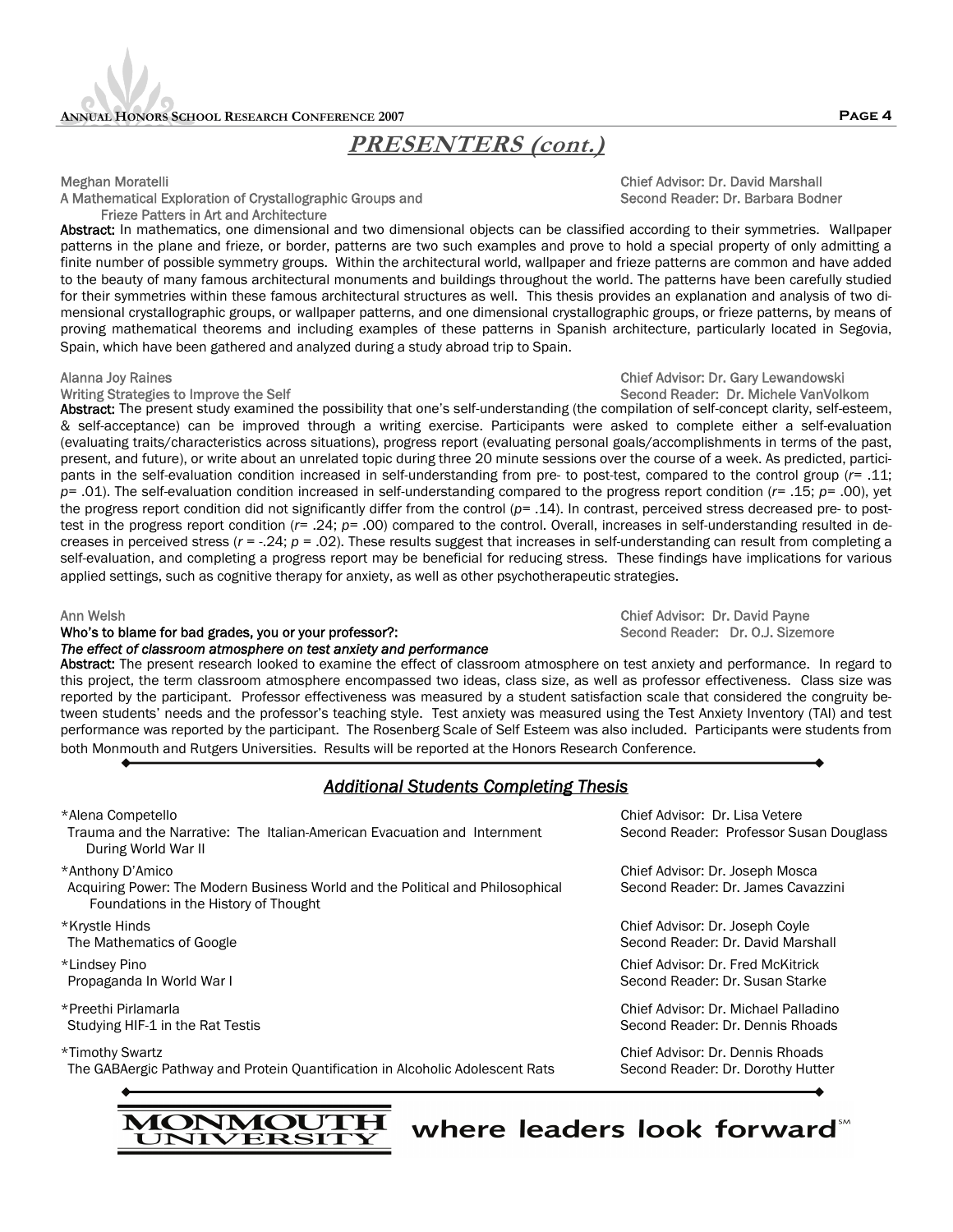## PRESENTERS (cont.)

Meghan Moratelli
A Mathematical Exploration of Crystallographic Groups and Frieze Patters in Art and Architecture
Chief Advisor: Dr. David Marshall
Second Reader: Dr. Barbara Bodner

**Abstract:** In mathematics, one dimensional and two dimensional objects can be classified according to their symmetries. Wallpaper patterns in the plane and frieze, or border, patterns are two such examples and prove to hold a special property of only admitting a finite number of possible symmetry groups. Within the architectural world, wallpaper and frieze patterns are common and have added to the beauty of many famous architectural monuments and buildings throughout the world. The patterns have been carefully studied for their symmetries within these famous architectural structures as well. This thesis provides an explanation and analysis of two dimensional crystallographic groups, or wallpaper patterns, and one dimensional crystallographic groups, or frieze patterns, by means of proving mathematical theorems and including examples of these patterns in Spanish architecture, particularly located in Segovia, Spain, which have been gathered and analyzed during a study abroad trip to Spain.

Alanna Joy Raines
Writing Strategies to Improve the Self
Chief Advisor: Dr. Gary Lewandowski
Second Reader: Dr. Michele VanVolkom

**Abstract:** The present study examined the possibility that one's self-understanding (the compilation of self-concept clarity, self-esteem, & self-acceptance) can be improved through a writing exercise. Participants were asked to complete either a self-evaluation (evaluating traits/characteristics across situations), progress report (evaluating personal goals/accomplishments in terms of the past, present, and future), or write about an unrelated topic during three 20 minute sessions over the course of a week. As predicted, participants in the self-evaluation condition increased in self-understanding from pre- to post-test, compared to the control group ($r = .11$; $p = .01$). The self-evaluation condition increased in self-understanding compared to the progress report condition ($r = .15$; $p = .00$), yet the progress report condition did not significantly differ from the control ($p = .14$). In contrast, perceived stress decreased pre- to post-test in the progress report condition ($r = .24$; $p = .00$) compared to the control. Overall, increases in self-understanding resulted in decreases in perceived stress ($r = -.24$; $p = .02$). These results suggest that increases in self-understanding can result from completing a self-evaluation, and completing a progress report may be beneficial for reducing stress. These findings have implications for various applied settings, such as cognitive therapy for anxiety, as well as other psychotherapeutic strategies.

Ann Welsh
**Who's to blame for bad grades, you or your professor?:**
***The effect of classroom atmosphere on test anxiety and performance***
Chief Advisor: Dr. David Payne
Second Reader: Dr. O.J. Sizemore

**Abstract:** The present research looked to examine the effect of classroom atmosphere on test anxiety and performance. In regard to this project, the term classroom atmosphere encompassed two ideas, class size, as well as professor effectiveness. Class size was reported by the participant. Professor effectiveness was measured by a student satisfaction scale that considered the congruity between students' needs and the professor's teaching style. Test anxiety was measured using the Test Anxiety Inventory (TAI) and test performance was reported by the participant. The Rosenberg Scale of Self Esteem was also included. Participants were students from both Monmouth and Rutgers Universities. Results will be reported at the Honors Research Conference.

### *Additional Students Completing Thesis*

*Alena Competello
Trauma and the Narrative: The Italian-American Evacuation and Internment During World War II
Chief Advisor: Dr. Lisa Vetere
Second Reader: Professor Susan Douglass

*Anthony D'Amico
Acquiring Power: The Modern Business World and the Political and Philosophical Foundations in the History of Thought
Chief Advisor: Dr. Joseph Mosca
Second Reader: Dr. James Cavazzini

*Krystle Hinds
The Mathematics of Google
Chief Advisor: Dr. Joseph Coyle
Second Reader: Dr. David Marshall

*Lindsey Pino
Propaganda In World War I
Chief Advisor: Dr. Fred McKitrick
Second Reader: Dr. Susan Starke

*Preethi Pirlamarla
Studying HIF-1 in the Rat Testis
Chief Advisor: Dr. Michael Palladino
Second Reader: Dr. Dennis Rhoads

*Timothy Swartz
The GABAergic Pathway and Protein Quantification in Alcoholic Adolescent Rats
Chief Advisor: Dr. Dennis Rhoads
Second Reader: Dr. Dorothy Hutter

MONMOUTH UNIVERSITY where leaders look forward℠